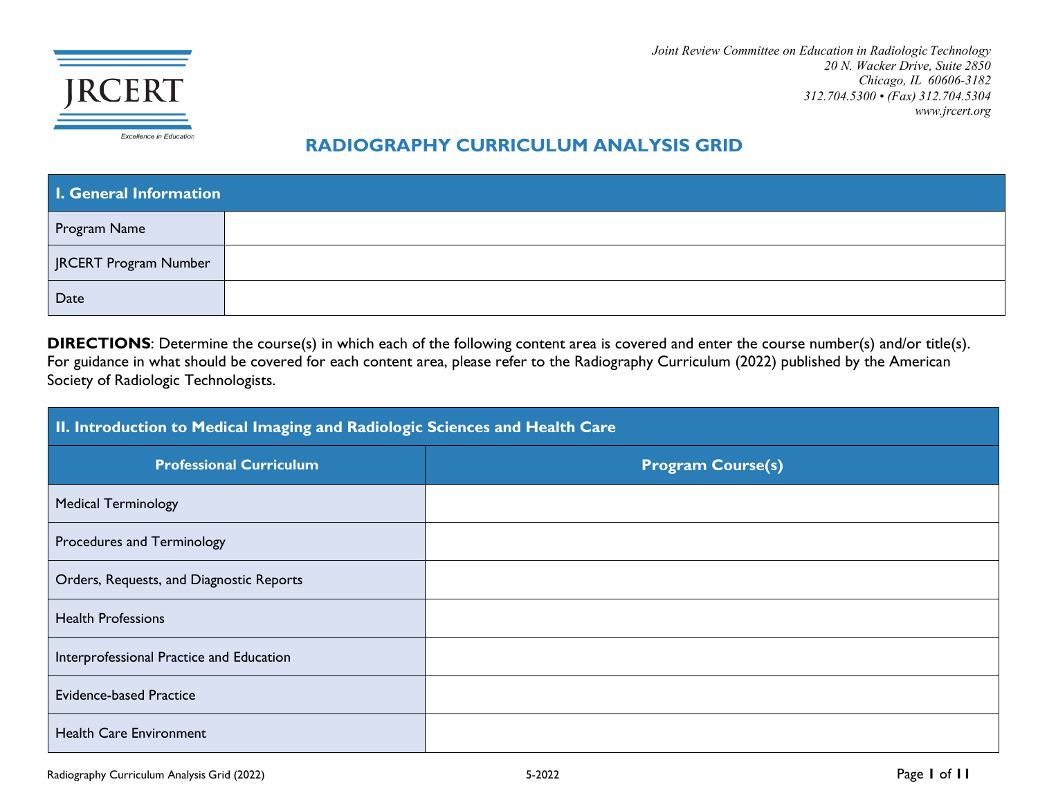JRCERT

Excellence in Education

*Joint Review Committee on Education in Radiologic Technology*
*20 N. Wacker Drive, Suite 2850*
*Chicago, IL 60606-3182*
*312.704.5300 • (Fax) 312.704.5304*
*www.jrcert.org*

# RADIOGRAPHY CURRICULUM ANALYSIS GRID

| I. General Information | |
|---|---|
| Program Name | |
| JRCERT Program Number | |
| Date | |

**DIRECTIONS**: Determine the course(s) in which each of the following content area is covered and enter the course number(s) and/or title(s). For guidance in what should be covered for each content area, please refer to the Radiography Curriculum (2022) published by the American Society of Radiologic Technologists.

## II. Introduction to Medical Imaging and Radiologic Sciences and Health Care

| Professional Curriculum | Program Course(s) |
|---|---|
| Medical Terminology | |
| Procedures and Terminology | |
| Orders, Requests, and Diagnostic Reports | |
| Health Professions | |
| Interprofessional Practice and Education | |
| Evidence-based Practice | |
| Health Care Environment | |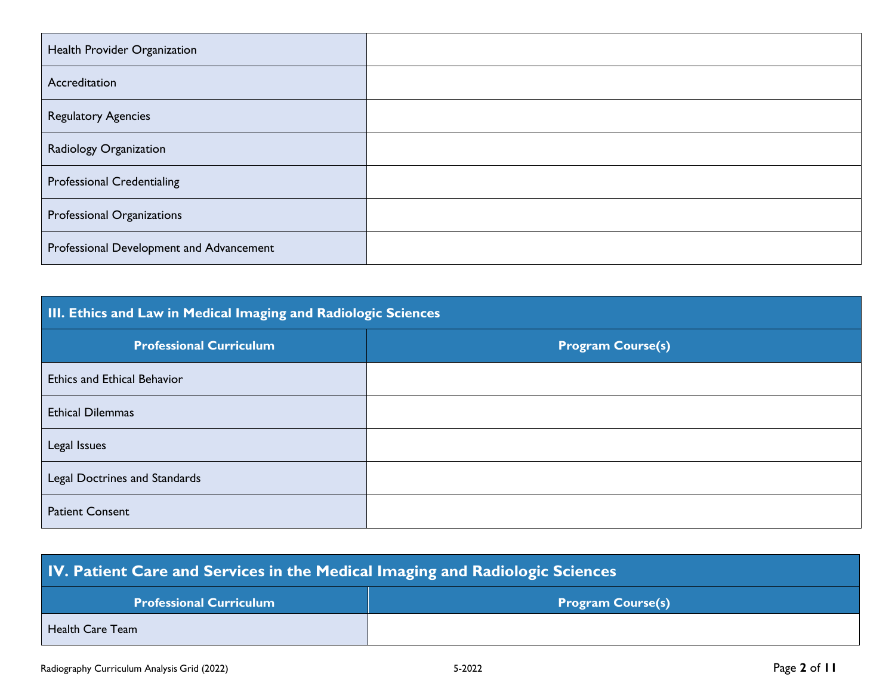| | |
|---|---|
| Health Provider Organization | |
| Accreditation | |
| Regulatory Agencies | |
| Radiology Organization | |
| Professional Credentialing | |
| Professional Organizations | |
| Professional Development and Advancement | |

## III. Ethics and Law in Medical Imaging and Radiologic Sciences

| Professional Curriculum | Program Course(s) |
|---|---|
| Ethics and Ethical Behavior | |
| Ethical Dilemmas | |
| Legal Issues | |
| Legal Doctrines and Standards | |
| Patient Consent | |

## IV. Patient Care and Services in the Medical Imaging and Radiologic Sciences

| Professional Curriculum | Program Course(s) |
|---|---|
| Health Care Team | |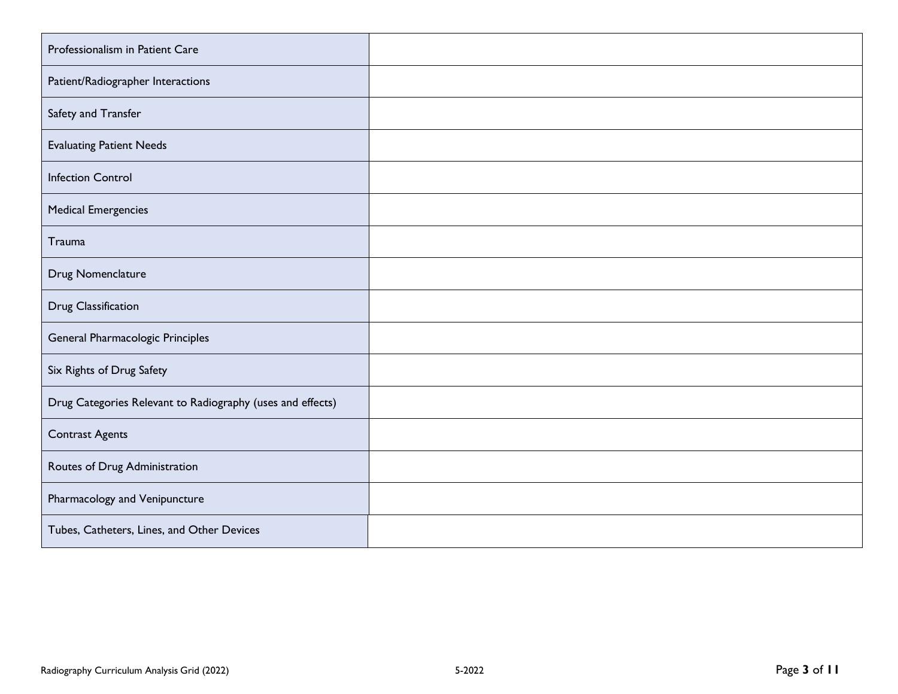| | |
|---|---|
| Professionalism in Patient Care | |
| Patient/Radiographer Interactions | |
| Safety and Transfer | |
| Evaluating Patient Needs | |
| Infection Control | |
| Medical Emergencies | |
| Trauma | |
| Drug Nomenclature | |
| Drug Classification | |
| General Pharmacologic Principles | |
| Six Rights of Drug Safety | |
| Drug Categories Relevant to Radiography (uses and effects) | |
| Contrast Agents | |
| Routes of Drug Administration | |
| Pharmacology and Venipuncture | |
| Tubes, Catheters, Lines, and Other Devices | |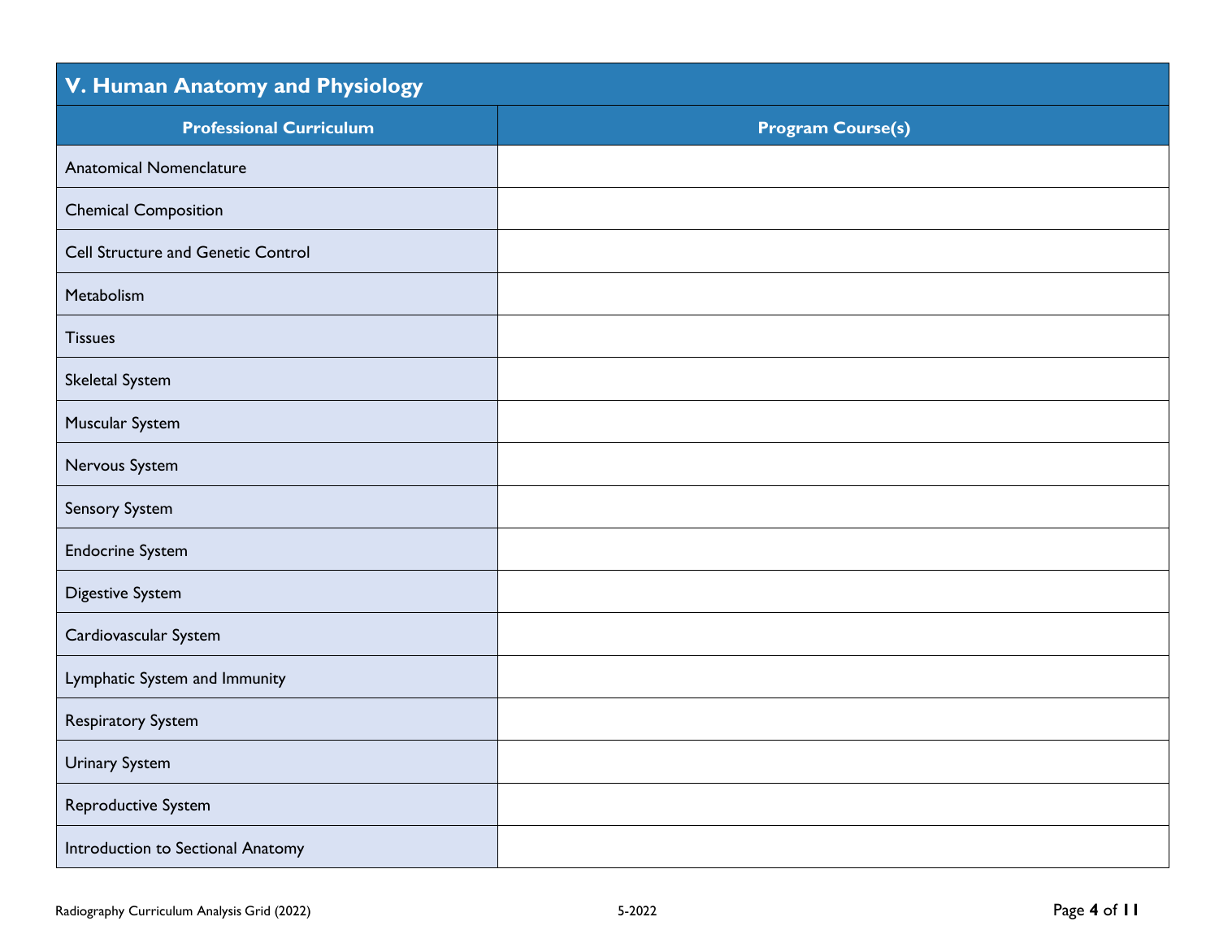## V. Human Anatomy and Physiology

| Professional Curriculum | Program Course(s) |
| --- | --- |
| Anatomical Nomenclature | |
| Chemical Composition | |
| Cell Structure and Genetic Control | |
| Metabolism | |
| Tissues | |
| Skeletal System | |
| Muscular System | |
| Nervous System | |
| Sensory System | |
| Endocrine System | |
| Digestive System | |
| Cardiovascular System | |
| Lymphatic System and Immunity | |
| Respiratory System | |
| Urinary System | |
| Reproductive System | |
| Introduction to Sectional Anatomy | |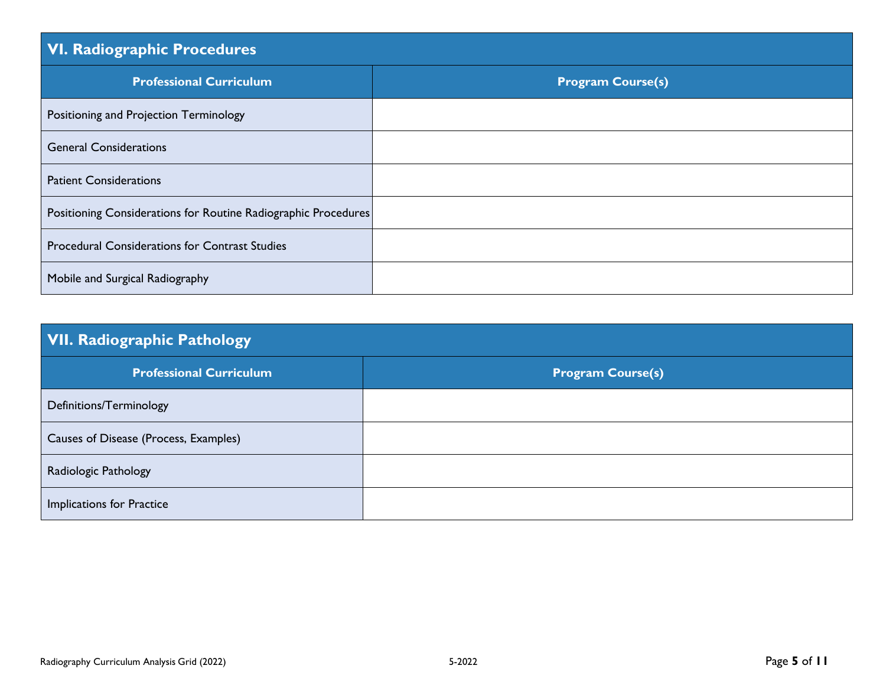## VI. Radiographic Procedures

| Professional Curriculum | Program Course(s) |
|---|---|
| Positioning and Projection Terminology | |
| General Considerations | |
| Patient Considerations | |
| Positioning Considerations for Routine Radiographic Procedures | |
| Procedural Considerations for Contrast Studies | |
| Mobile and Surgical Radiography | |

## VII. Radiographic Pathology

| Professional Curriculum | Program Course(s) |
|---|---|
| Definitions/Terminology | |
| Causes of Disease (Process, Examples) | |
| Radiologic Pathology | |
| Implications for Practice | |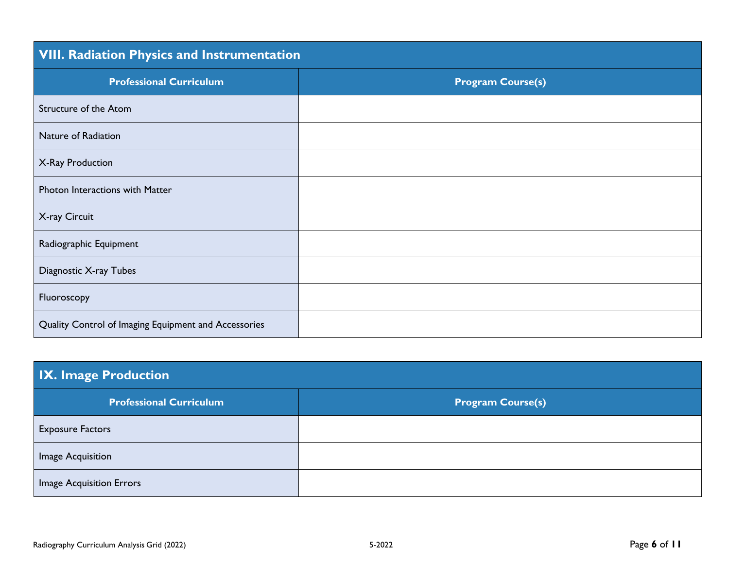## VIII. Radiation Physics and Instrumentation

| Professional Curriculum | Program Course(s) |
| --- | --- |
| Structure of the Atom | |
| Nature of Radiation | |
| X-Ray Production | |
| Photon Interactions with Matter | |
| X-ray Circuit | |
| Radiographic Equipment | |
| Diagnostic X-ray Tubes | |
| Fluoroscopy | |
| Quality Control of Imaging Equipment and Accessories | |

## IX. Image Production

| Professional Curriculum | Program Course(s) |
| --- | --- |
| Exposure Factors | |
| Image Acquisition | |
| Image Acquisition Errors | |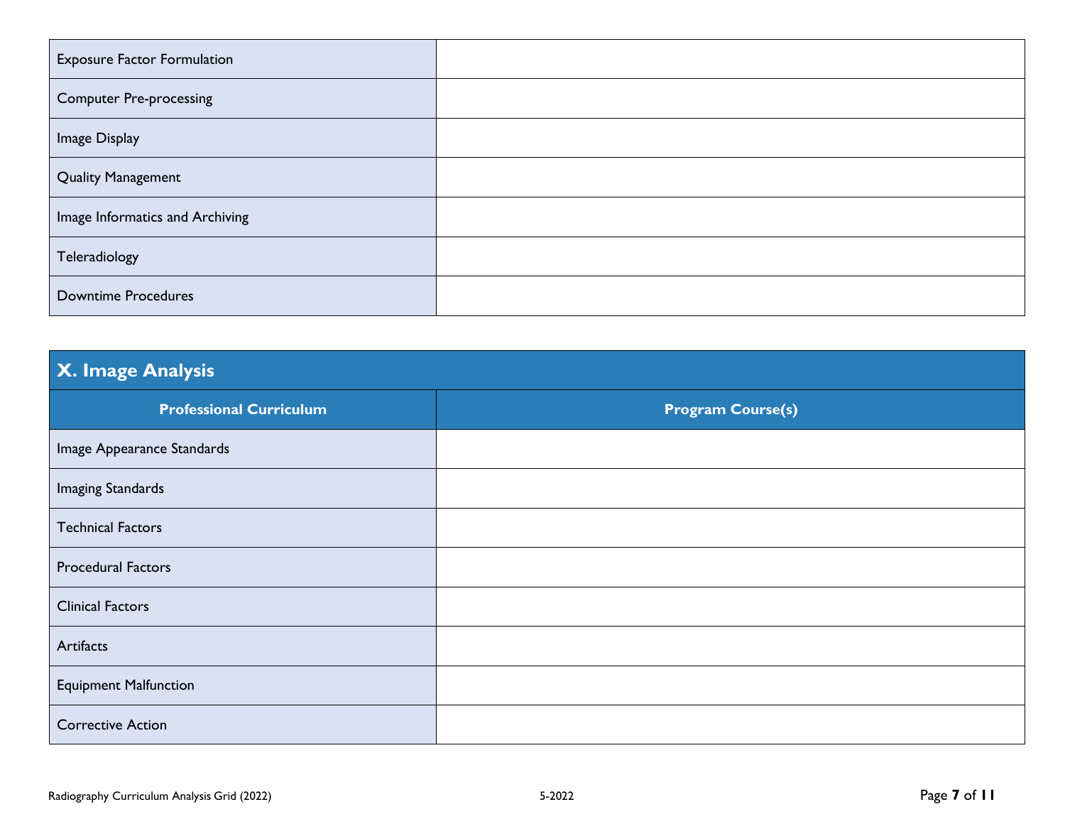| | |
|---|---|
| Exposure Factor Formulation | |
| Computer Pre-processing | |
| Image Display | |
| Quality Management | |
| Image Informatics and Archiving | |
| Teleradiology | |
| Downtime Procedures | |

## X. Image Analysis

| Professional Curriculum | Program Course(s) |
|---|---|
| Image Appearance Standards | |
| Imaging Standards | |
| Technical Factors | |
| Procedural Factors | |
| Clinical Factors | |
| Artifacts | |
| Equipment Malfunction | |
| Corrective Action | |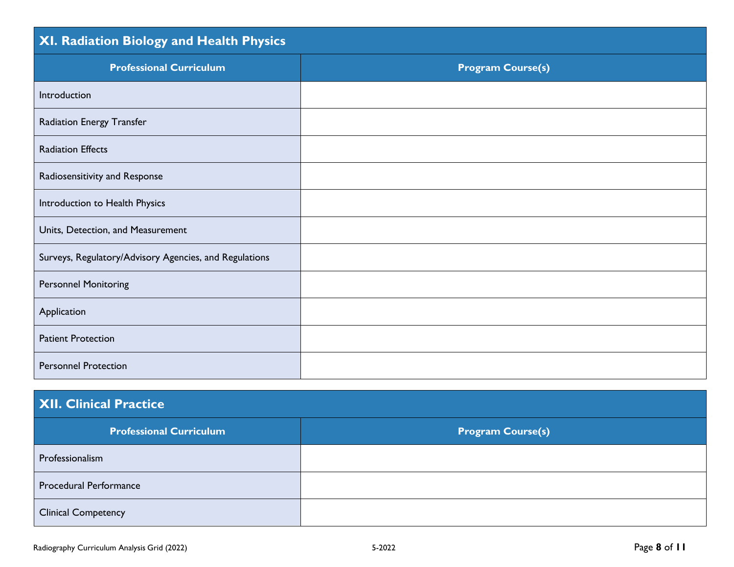## XI. Radiation Biology and Health Physics

| Professional Curriculum | Program Course(s) |
|---|---|
| Introduction | |
| Radiation Energy Transfer | |
| Radiation Effects | |
| Radiosensitivity and Response | |
| Introduction to Health Physics | |
| Units, Detection, and Measurement | |
| Surveys, Regulatory/Advisory Agencies, and Regulations | |
| Personnel Monitoring | |
| Application | |
| Patient Protection | |
| Personnel Protection | |

## XII. Clinical Practice

| Professional Curriculum | Program Course(s) |
|---|---|
| Professionalism | |
| Procedural Performance | |
| Clinical Competency | |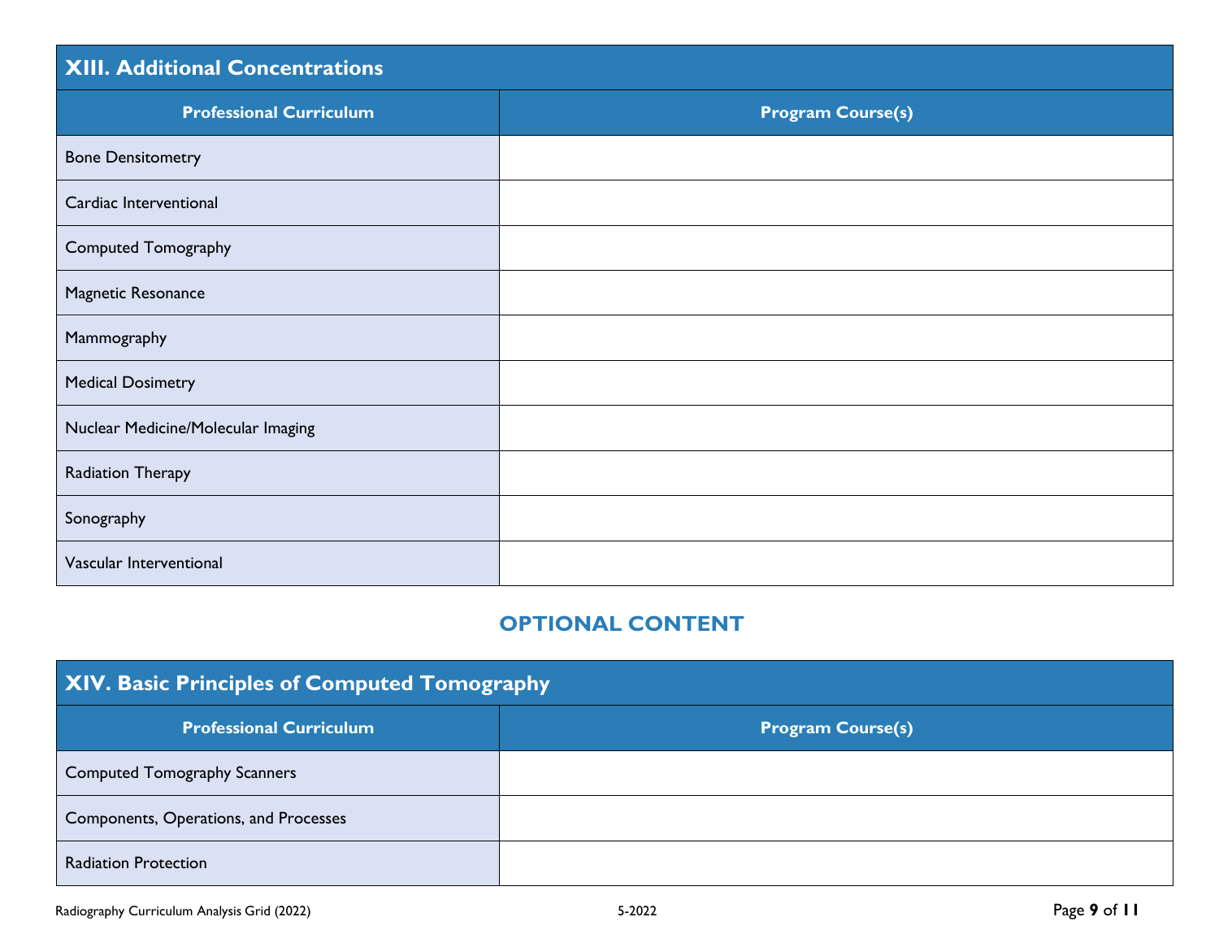| XIII. Additional Concentrations | |
|---|---|
| **Professional Curriculum** | **Program Course(s)** |
| Bone Densitometry | |
| Cardiac Interventional | |
| Computed Tomography | |
| Magnetic Resonance | |
| Mammography | |
| Medical Dosimetry | |
| Nuclear Medicine/Molecular Imaging | |
| Radiation Therapy | |
| Sonography | |
| Vascular Interventional | |

## OPTIONAL CONTENT

| XIV. Basic Principles of Computed Tomography | |
|---|---|
| **Professional Curriculum** | **Program Course(s)** |
| Computed Tomography Scanners | |
| Components, Operations, and Processes | |
| Radiation Protection | |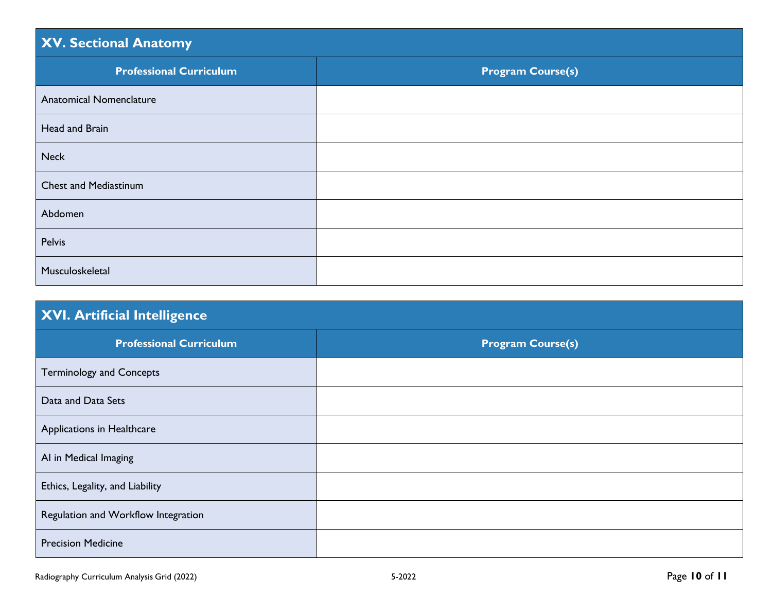## XV. Sectional Anatomy

| Professional Curriculum | Program Course(s) |
|---|---|
| Anatomical Nomenclature | |
| Head and Brain | |
| Neck | |
| Chest and Mediastinum | |
| Abdomen | |
| Pelvis | |
| Musculoskeletal | |

## XVI. Artificial Intelligence

| Professional Curriculum | Program Course(s) |
|---|---|
| Terminology and Concepts | |
| Data and Data Sets | |
| Applications in Healthcare | |
| AI in Medical Imaging | |
| Ethics, Legality, and Liability | |
| Regulation and Workflow Integration | |
| Precision Medicine | |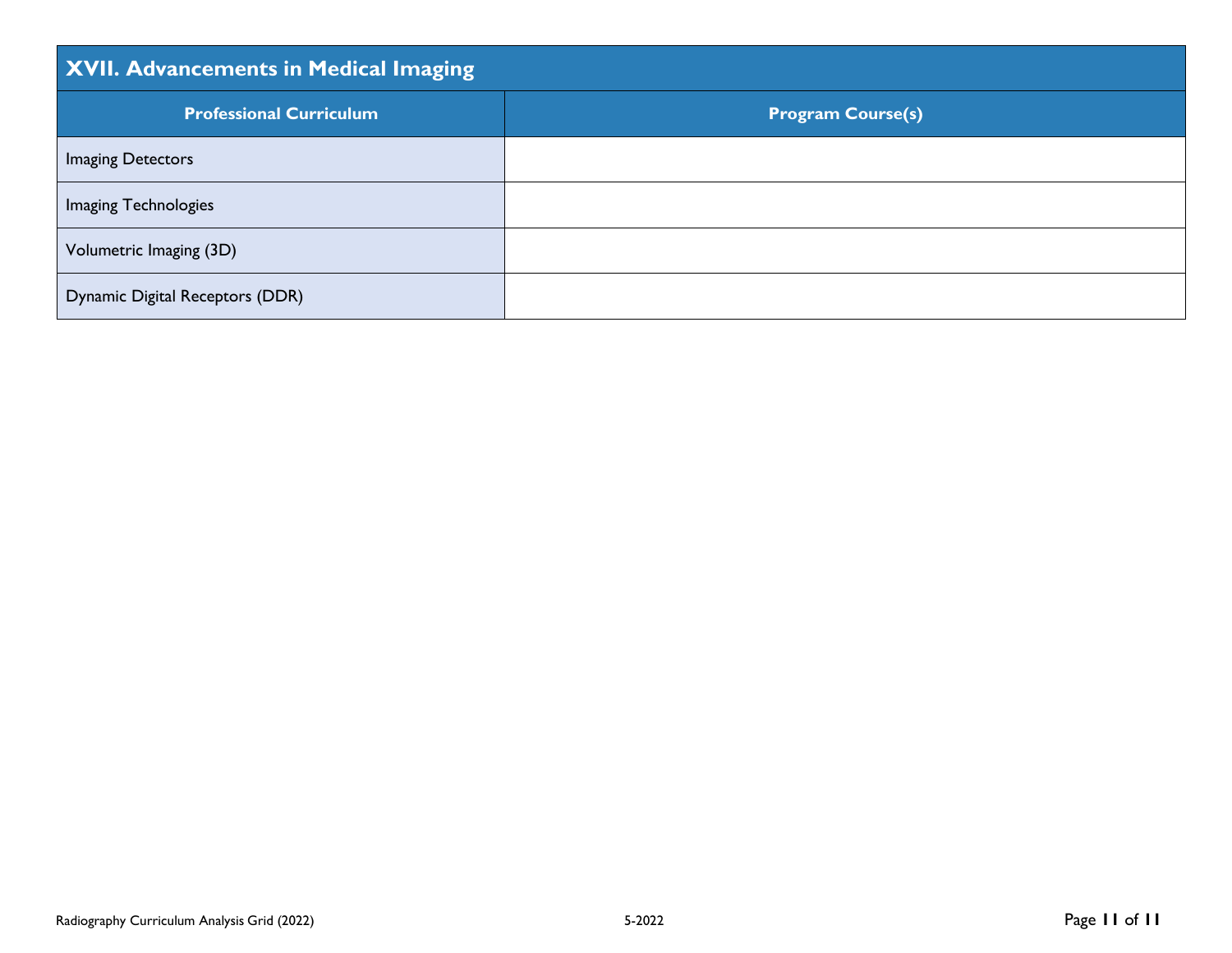| XVII. Advancements in Medical Imaging | |
|---|---|
| **Professional Curriculum** | **Program Course(s)** |
| Imaging Detectors | |
| Imaging Technologies | |
| Volumetric Imaging (3D) | |
| Dynamic Digital Receptors (DDR) | |